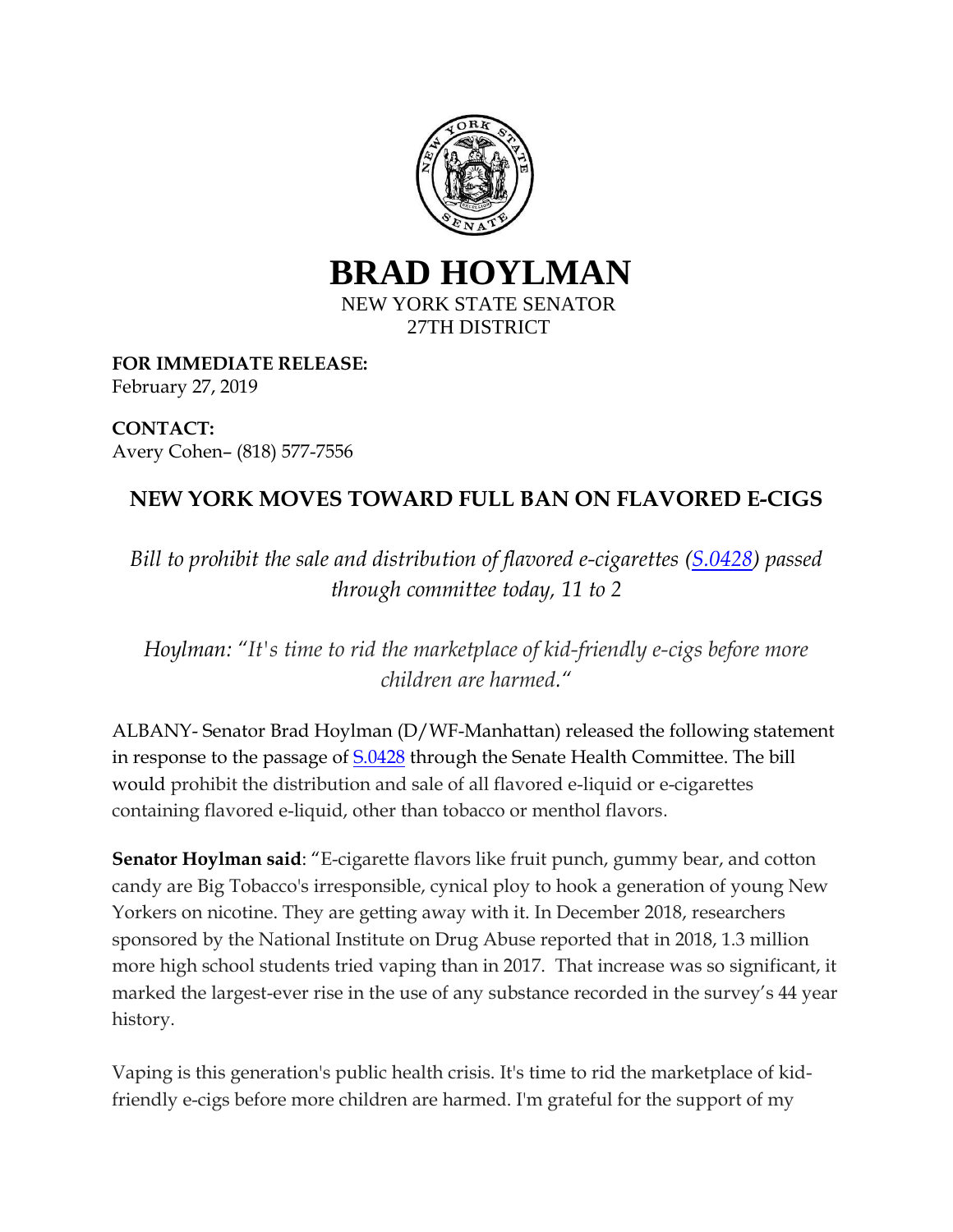# BRAD HOYLMAN

NEW YORK STATE SENATOR
27TH DISTRICT

**FOR IMMEDIATE RELEASE:**
February 27, 2019

**CONTACT:**
Avery Cohen– (818) 577-7556

## NEW YORK MOVES TOWARD FULL BAN ON FLAVORED E-CIGS

*Bill to prohibit the sale and distribution of flavored e-cigarettes ([S.0428](S.0428)) passed through committee today, 11 to 2*

*Hoylman: "It's time to rid the marketplace of kid-friendly e-cigs before more children are harmed."*

ALBANY- Senator Brad Hoylman (D/WF-Manhattan) released the following statement in response to the passage of [S.0428](S.0428) through the Senate Health Committee. The bill would prohibit the distribution and sale of all flavored e-liquid or e-cigarettes containing flavored e-liquid, other than tobacco or menthol flavors.

**Senator Hoylman said**: "E-cigarette flavors like fruit punch, gummy bear, and cotton candy are Big Tobacco's irresponsible, cynical ploy to hook a generation of young New Yorkers on nicotine. They are getting away with it. In December 2018, researchers sponsored by the National Institute on Drug Abuse reported that in 2018, 1.3 million more high school students tried vaping than in 2017. That increase was so significant, it marked the largest-ever rise in the use of any substance recorded in the survey's 44 year history.

Vaping is this generation's public health crisis. It's time to rid the marketplace of kid-friendly e-cigs before more children are harmed. I'm grateful for the support of my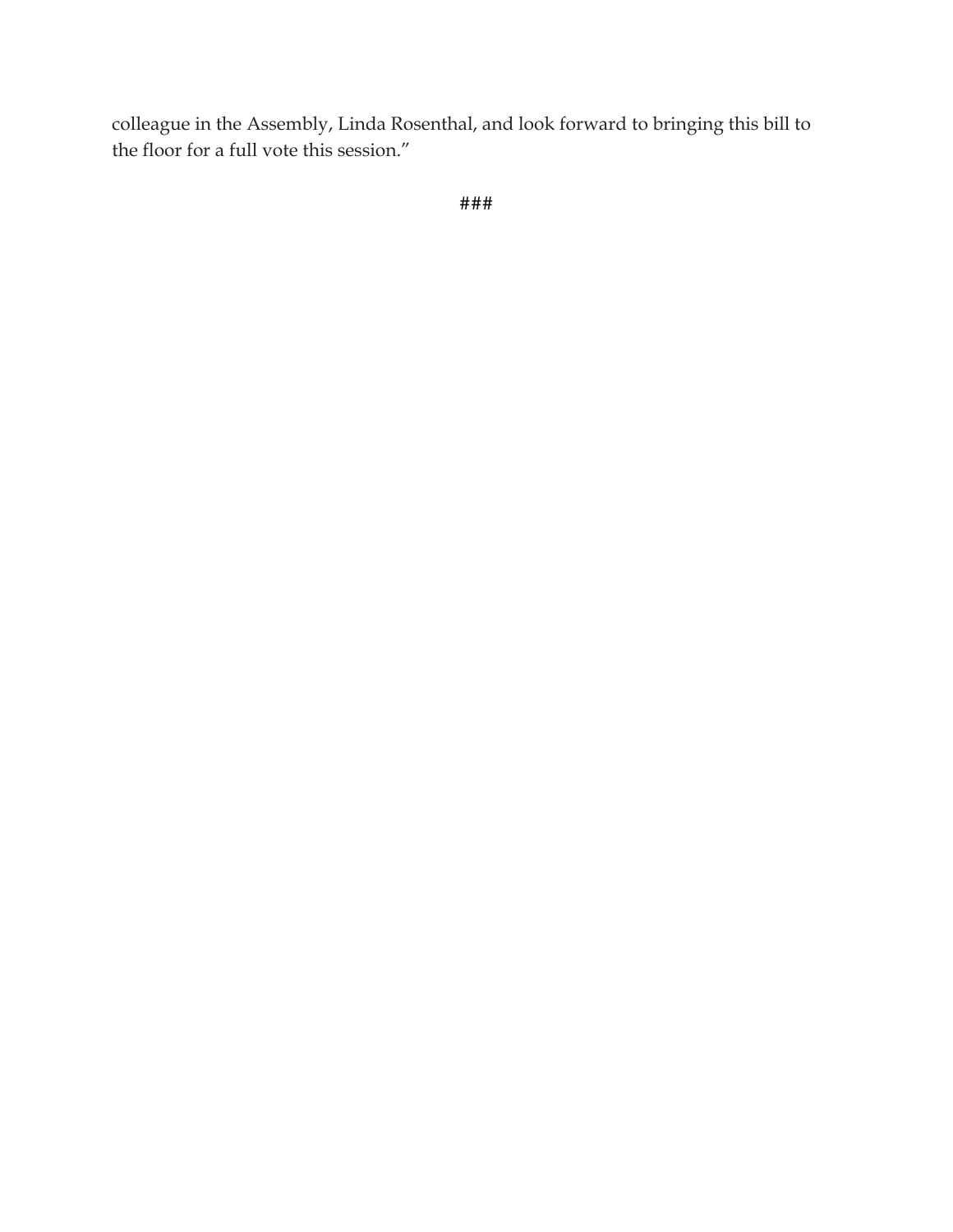colleague in the Assembly, Linda Rosenthal, and look forward to bringing this bill to the floor for a full vote this session."

###